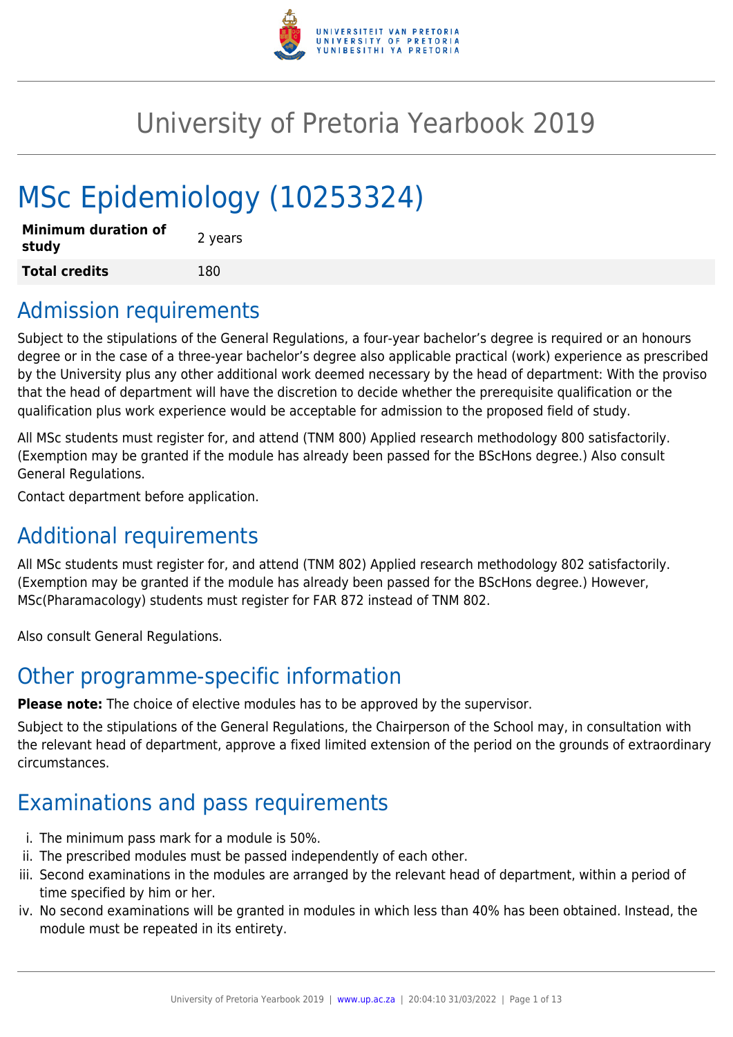# University of Pretoria Yearbook 2019

# MSc Epidemiology (10253324)

| | |
|---|---|
| **Minimum duration of study** | 2 years |
| **Total credits** | 180 |

## Admission requirements

Subject to the stipulations of the General Regulations, a four-year bachelor's degree is required or an honours degree or in the case of a three-year bachelor's degree also applicable practical (work) experience as prescribed by the University plus any other additional work deemed necessary by the head of department: With the proviso that the head of department will have the discretion to decide whether the prerequisite qualification or the qualification plus work experience would be acceptable for admission to the proposed field of study.

All MSc students must register for, and attend (TNM 800) Applied research methodology 800 satisfactorily. (Exemption may be granted if the module has already been passed for the BScHons degree.) Also consult General Regulations.

Contact department before application.

## Additional requirements

All MSc students must register for, and attend (TNM 802) Applied research methodology 802 satisfactorily. (Exemption may be granted if the module has already been passed for the BScHons degree.) However, MSc(Pharamacology) students must register for FAR 872 instead of TNM 802.

Also consult General Regulations.

## Other programme-specific information

**Please note:** The choice of elective modules has to be approved by the supervisor.

Subject to the stipulations of the General Regulations, the Chairperson of the School may, in consultation with the relevant head of department, approve a fixed limited extension of the period on the grounds of extraordinary circumstances.

## Examinations and pass requirements

i. The minimum pass mark for a module is 50%.
ii. The prescribed modules must be passed independently of each other.
iii. Second examinations in the modules are arranged by the relevant head of department, within a period of time specified by him or her.
iv. No second examinations will be granted in modules in which less than 40% has been obtained. Instead, the module must be repeated in its entirety.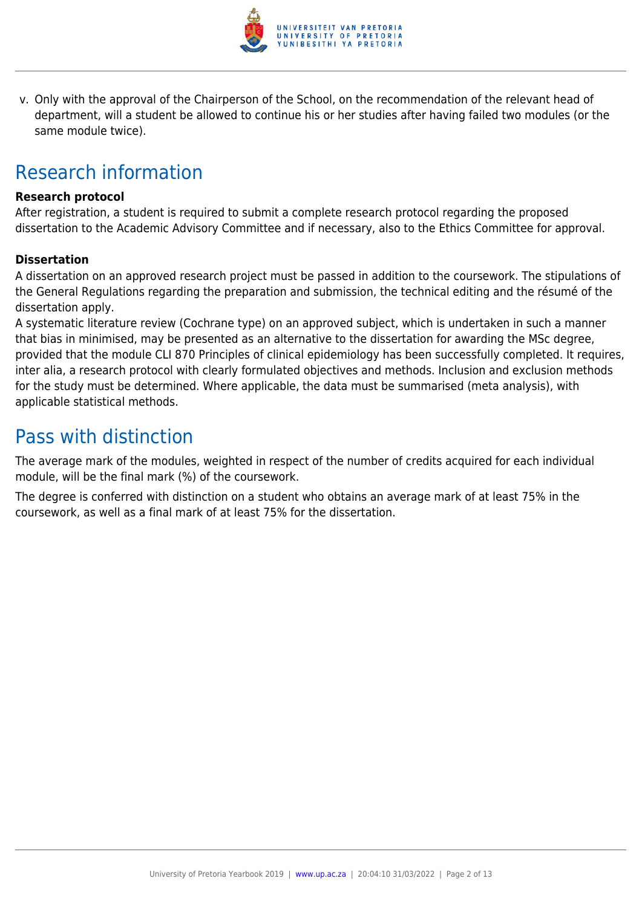v. Only with the approval of the Chairperson of the School, on the recommendation of the relevant head of department, will a student be allowed to continue his or her studies after having failed two modules (or the same module twice).

# Research information

**Research protocol**

After registration, a student is required to submit a complete research protocol regarding the proposed dissertation to the Academic Advisory Committee and if necessary, also to the Ethics Committee for approval.

**Dissertation**

A dissertation on an approved research project must be passed in addition to the coursework. The stipulations of the General Regulations regarding the preparation and submission, the technical editing and the résumé of the dissertation apply.

A systematic literature review (Cochrane type) on an approved subject, which is undertaken in such a manner that bias in minimised, may be presented as an alternative to the dissertation for awarding the MSc degree, provided that the module CLI 870 Principles of clinical epidemiology has been successfully completed. It requires, inter alia, a research protocol with clearly formulated objectives and methods. Inclusion and exclusion methods for the study must be determined. Where applicable, the data must be summarised (meta analysis), with applicable statistical methods.

# Pass with distinction

The average mark of the modules, weighted in respect of the number of credits acquired for each individual module, will be the final mark (%) of the coursework.

The degree is conferred with distinction on a student who obtains an average mark of at least 75% in the coursework, as well as a final mark of at least 75% for the dissertation.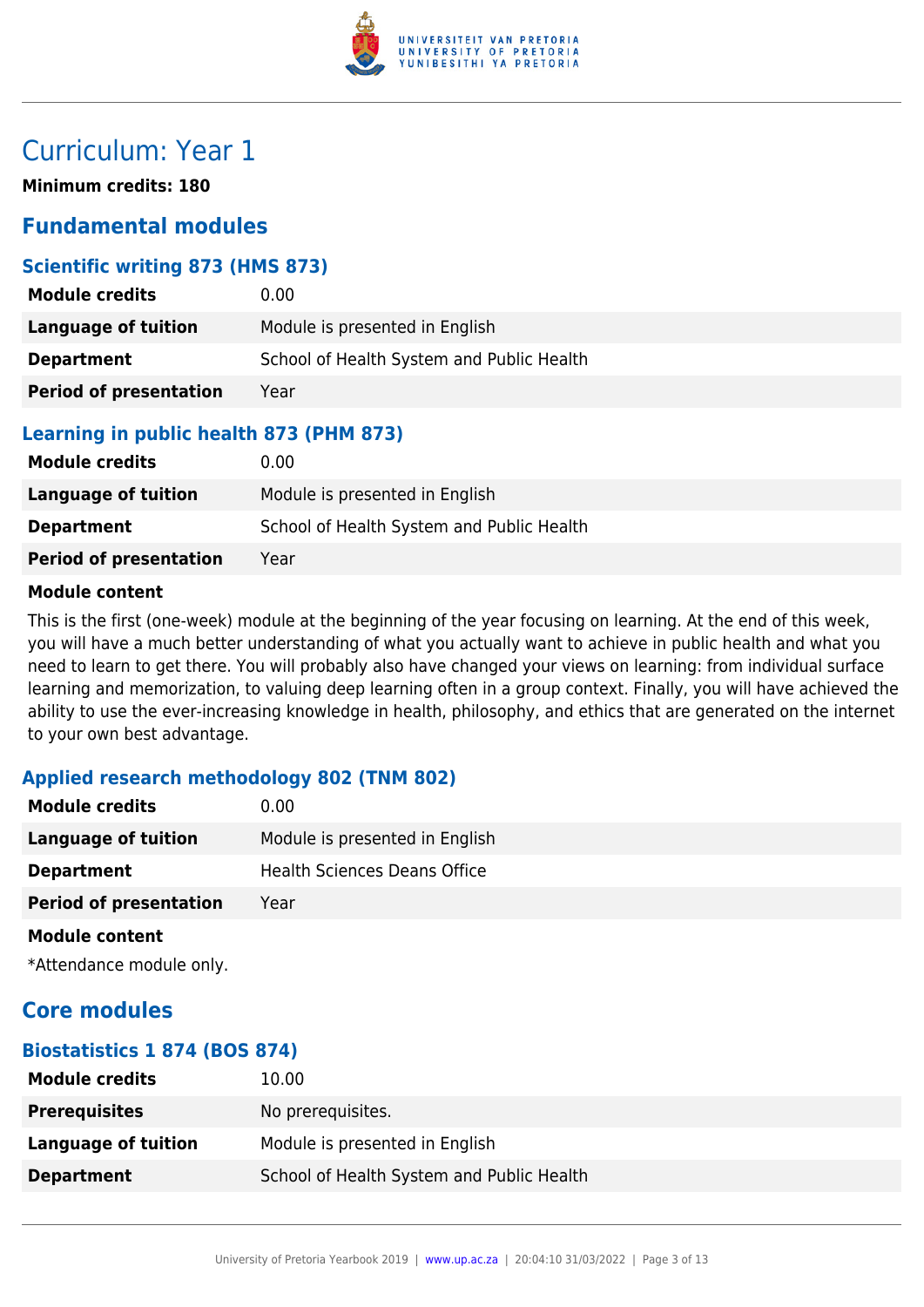# Curriculum: Year 1

**Minimum credits: 180**

## Fundamental modules

### Scientific writing 873 (HMS 873)

| | |
|---|---|
| **Module credits** | 0.00 |
| **Language of tuition** | Module is presented in English |
| **Department** | School of Health System and Public Health |
| **Period of presentation** | Year |

### Learning in public health 873 (PHM 873)

| | |
|---|---|
| **Module credits** | 0.00 |
| **Language of tuition** | Module is presented in English |
| **Department** | School of Health System and Public Health |
| **Period of presentation** | Year |

**Module content**

This is the first (one-week) module at the beginning of the year focusing on learning. At the end of this week, you will have a much better understanding of what you actually want to achieve in public health and what you need to learn to get there. You will probably also have changed your views on learning: from individual surface learning and memorization, to valuing deep learning often in a group context. Finally, you will have achieved the ability to use the ever-increasing knowledge in health, philosophy, and ethics that are generated on the internet to your own best advantage.

### Applied research methodology 802 (TNM 802)

| | |
|---|---|
| **Module credits** | 0.00 |
| **Language of tuition** | Module is presented in English |
| **Department** | Health Sciences Deans Office |
| **Period of presentation** | Year |

**Module content**

*Attendance module only.

## Core modules

### Biostatistics 1 874 (BOS 874)

| | |
|---|---|
| **Module credits** | 10.00 |
| **Prerequisites** | No prerequisites. |
| **Language of tuition** | Module is presented in English |
| **Department** | School of Health System and Public Health |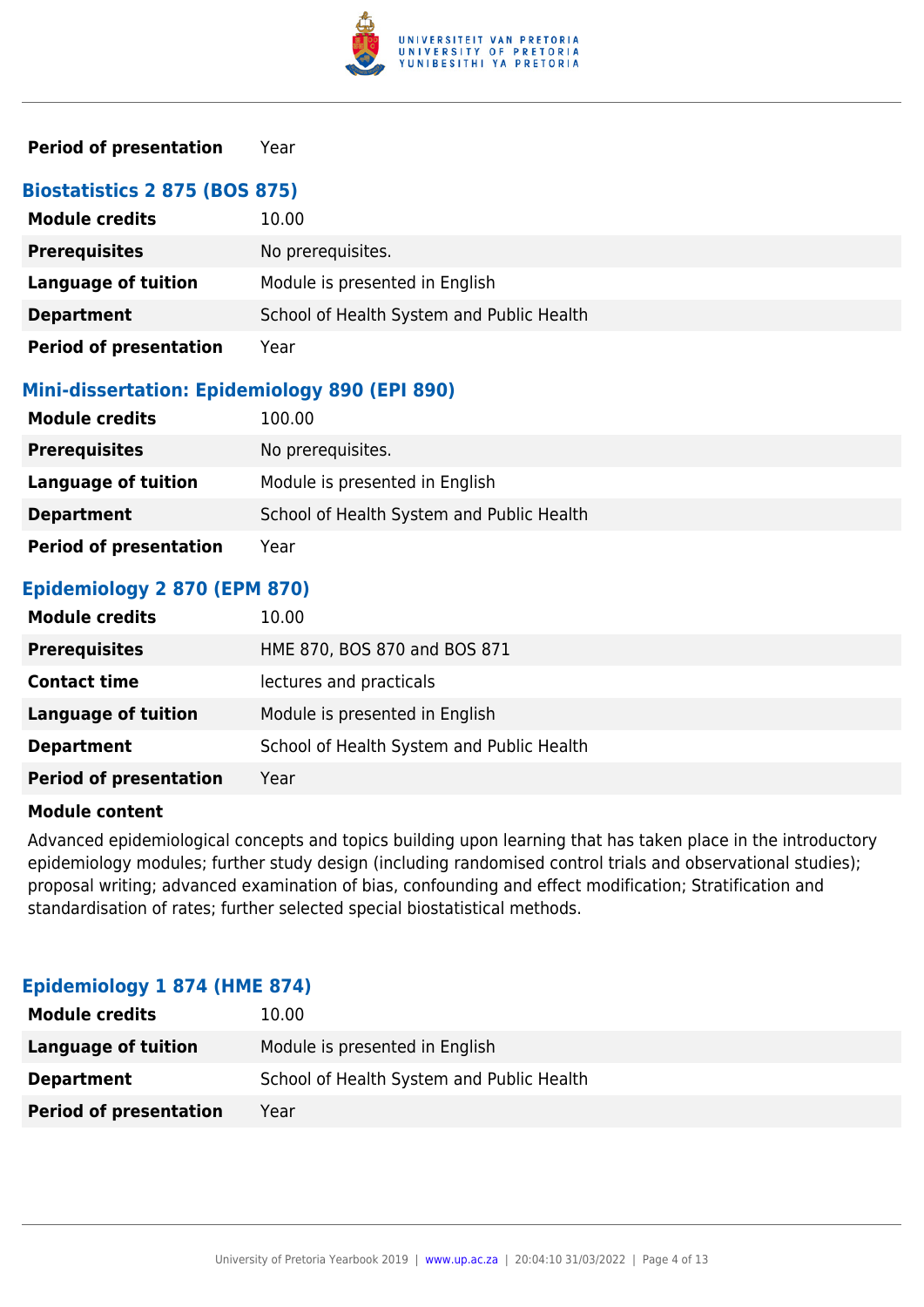| | |
|---|---|
| **Period of presentation** | Year |

### Biostatistics 2 875 (BOS 875)

| | |
|---|---|
| **Module credits** | 10.00 |
| **Prerequisites** | No prerequisites. |
| **Language of tuition** | Module is presented in English |
| **Department** | School of Health System and Public Health |
| **Period of presentation** | Year |

### Mini-dissertation: Epidemiology 890 (EPI 890)

| | |
|---|---|
| **Module credits** | 100.00 |
| **Prerequisites** | No prerequisites. |
| **Language of tuition** | Module is presented in English |
| **Department** | School of Health System and Public Health |
| **Period of presentation** | Year |

### Epidemiology 2 870 (EPM 870)

| | |
|---|---|
| **Module credits** | 10.00 |
| **Prerequisites** | HME 870, BOS 870 and BOS 871 |
| **Contact time** | lectures and practicals |
| **Language of tuition** | Module is presented in English |
| **Department** | School of Health System and Public Health |
| **Period of presentation** | Year |

**Module content**

Advanced epidemiological concepts and topics building upon learning that has taken place in the introductory epidemiology modules; further study design (including randomised control trials and observational studies); proposal writing; advanced examination of bias, confounding and effect modification; Stratification and standardisation of rates; further selected special biostatistical methods.

### Epidemiology 1 874 (HME 874)

| | |
|---|---|
| **Module credits** | 10.00 |
| **Language of tuition** | Module is presented in English |
| **Department** | School of Health System and Public Health |
| **Period of presentation** | Year |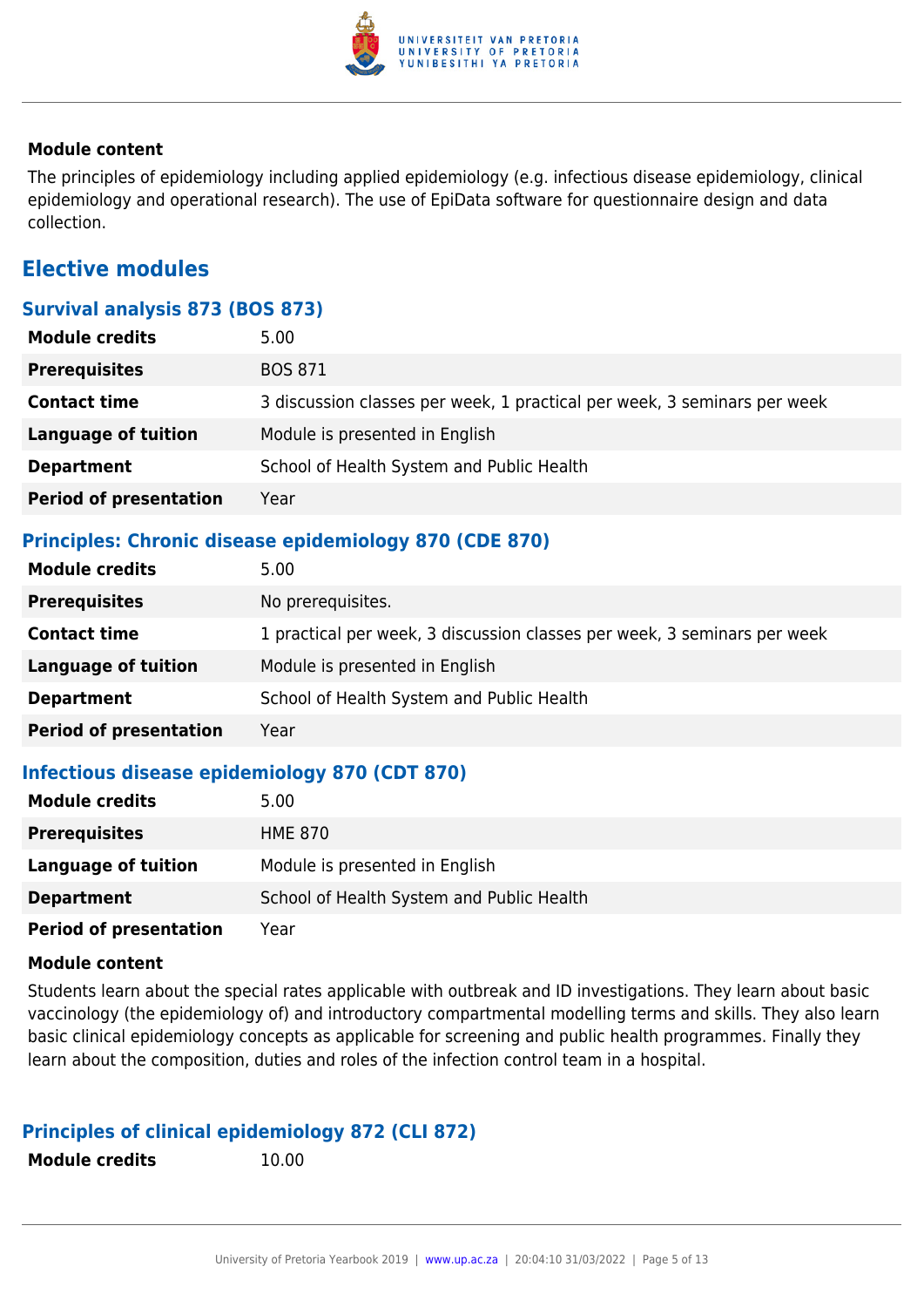**Module content**

The principles of epidemiology including applied epidemiology (e.g. infectious disease epidemiology, clinical epidemiology and operational research). The use of EpiData software for questionnaire design and data collection.

## Elective modules

### Survival analysis 873 (BOS 873)

| | |
|---|---|
| **Module credits** | 5.00 |
| **Prerequisites** | BOS 871 |
| **Contact time** | 3 discussion classes per week, 1 practical per week, 3 seminars per week |
| **Language of tuition** | Module is presented in English |
| **Department** | School of Health System and Public Health |
| **Period of presentation** | Year |

### Principles: Chronic disease epidemiology 870 (CDE 870)

| | |
|---|---|
| **Module credits** | 5.00 |
| **Prerequisites** | No prerequisites. |
| **Contact time** | 1 practical per week, 3 discussion classes per week, 3 seminars per week |
| **Language of tuition** | Module is presented in English |
| **Department** | School of Health System and Public Health |
| **Period of presentation** | Year |

### Infectious disease epidemiology 870 (CDT 870)

| | |
|---|---|
| **Module credits** | 5.00 |
| **Prerequisites** | HME 870 |
| **Language of tuition** | Module is presented in English |
| **Department** | School of Health System and Public Health |
| **Period of presentation** | Year |

**Module content**

Students learn about the special rates applicable with outbreak and ID investigations. They learn about basic vaccinology (the epidemiology of) and introductory compartmental modelling terms and skills. They also learn basic clinical epidemiology concepts as applicable for screening and public health programmes. Finally they learn about the composition, duties and roles of the infection control team in a hospital.

### Principles of clinical epidemiology 872 (CLI 872)

| | |
|---|---|
| **Module credits** | 10.00 |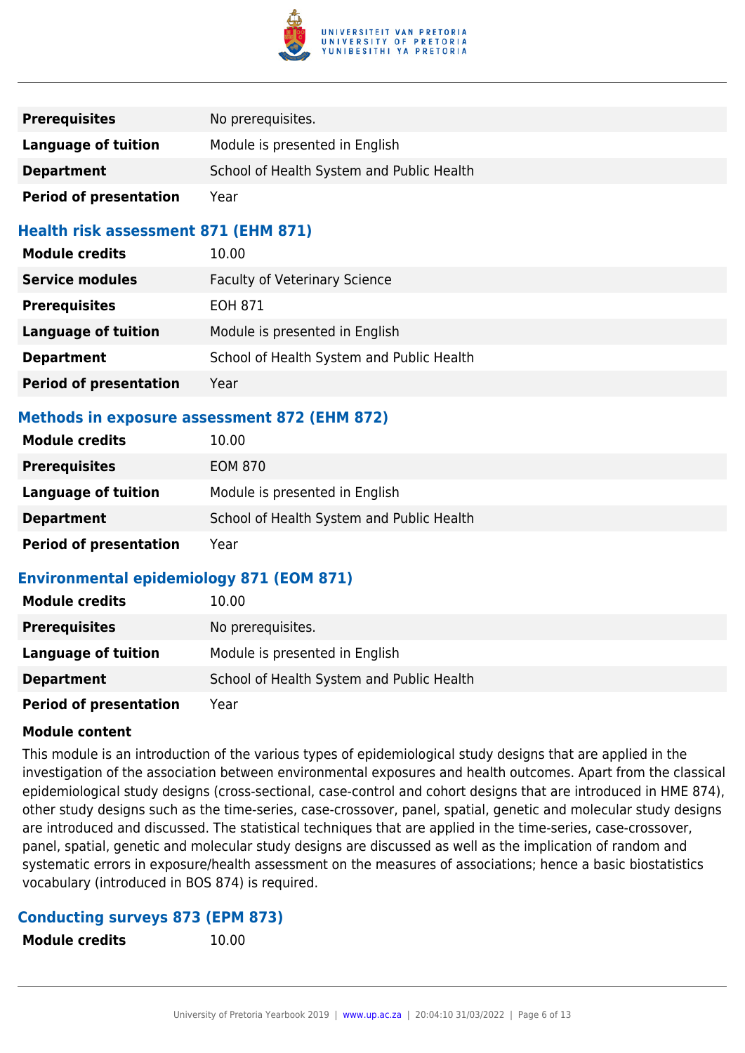| | |
|---|---|
| **Prerequisites** | No prerequisites. |
| **Language of tuition** | Module is presented in English |
| **Department** | School of Health System and Public Health |
| **Period of presentation** | Year |

### Health risk assessment 871 (EHM 871)

| | |
|---|---|
| **Module credits** | 10.00 |
| **Service modules** | Faculty of Veterinary Science |
| **Prerequisites** | EOH 871 |
| **Language of tuition** | Module is presented in English |
| **Department** | School of Health System and Public Health |
| **Period of presentation** | Year |

### Methods in exposure assessment 872 (EHM 872)

| | |
|---|---|
| **Module credits** | 10.00 |
| **Prerequisites** | EOM 870 |
| **Language of tuition** | Module is presented in English |
| **Department** | School of Health System and Public Health |
| **Period of presentation** | Year |

### Environmental epidemiology 871 (EOM 871)

| | |
|---|---|
| **Module credits** | 10.00 |
| **Prerequisites** | No prerequisites. |
| **Language of tuition** | Module is presented in English |
| **Department** | School of Health System and Public Health |
| **Period of presentation** | Year |

**Module content**

This module is an introduction of the various types of epidemiological study designs that are applied in the investigation of the association between environmental exposures and health outcomes. Apart from the classical epidemiological study designs (cross-sectional, case-control and cohort designs that are introduced in HME 874), other study designs such as the time-series, case-crossover, panel, spatial, genetic and molecular study designs are introduced and discussed. The statistical techniques that are applied in the time-series, case-crossover, panel, spatial, genetic and molecular study designs are discussed as well as the implication of random and systematic errors in exposure/health assessment on the measures of associations; hence a basic biostatistics vocabulary (introduced in BOS 874) is required.

### Conducting surveys 873 (EPM 873)

| | |
|---|---|
| **Module credits** | 10.00 |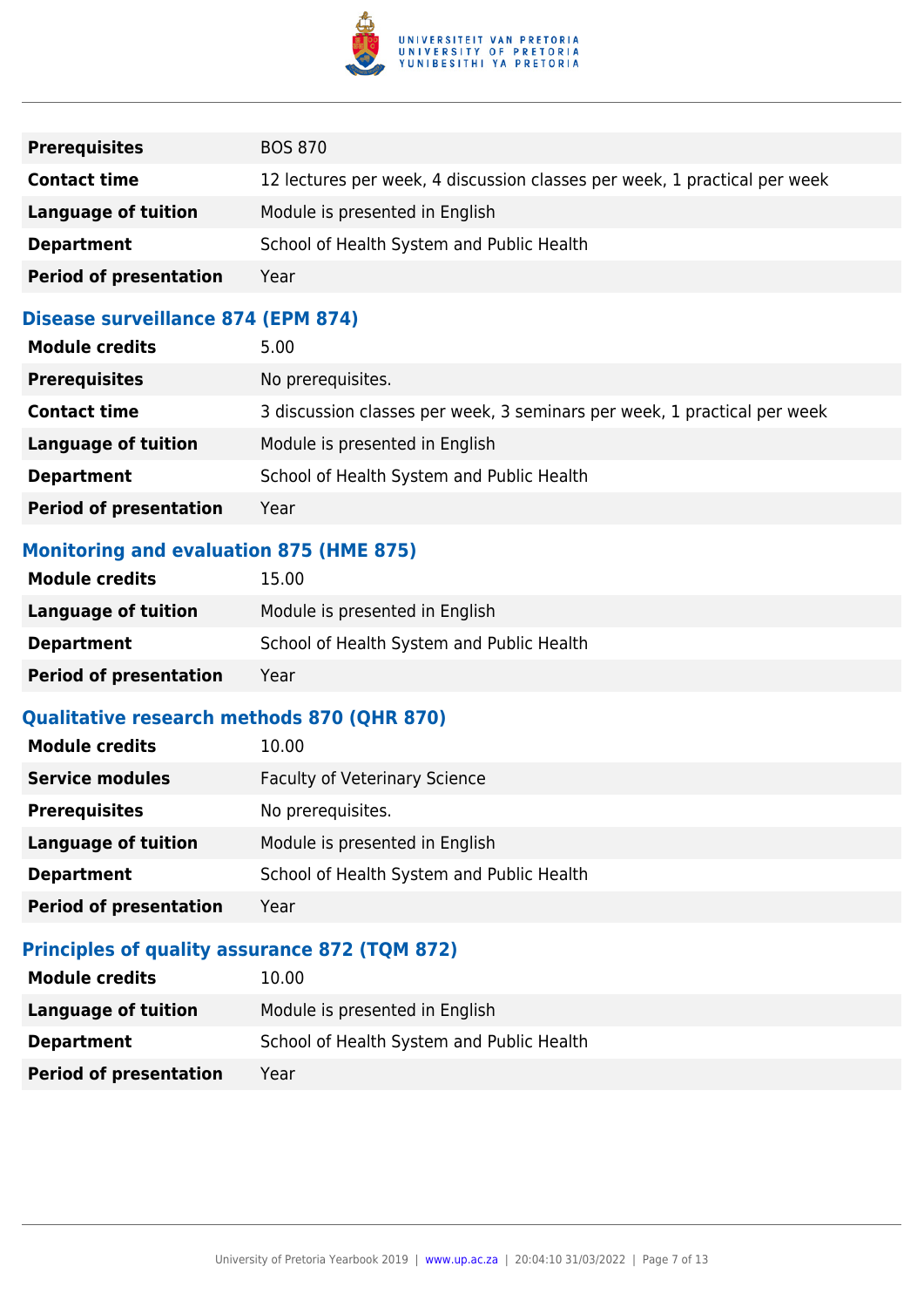| | |
|---|---|
| **Prerequisites** | BOS 870 |
| **Contact time** | 12 lectures per week, 4 discussion classes per week, 1 practical per week |
| **Language of tuition** | Module is presented in English |
| **Department** | School of Health System and Public Health |
| **Period of presentation** | Year |

### Disease surveillance 874 (EPM 874)

| | |
|---|---|
| **Module credits** | 5.00 |
| **Prerequisites** | No prerequisites. |
| **Contact time** | 3 discussion classes per week, 3 seminars per week, 1 practical per week |
| **Language of tuition** | Module is presented in English |
| **Department** | School of Health System and Public Health |
| **Period of presentation** | Year |

### Monitoring and evaluation 875 (HME 875)

| | |
|---|---|
| **Module credits** | 15.00 |
| **Language of tuition** | Module is presented in English |
| **Department** | School of Health System and Public Health |
| **Period of presentation** | Year |

### Qualitative research methods 870 (QHR 870)

| | |
|---|---|
| **Module credits** | 10.00 |
| **Service modules** | Faculty of Veterinary Science |
| **Prerequisites** | No prerequisites. |
| **Language of tuition** | Module is presented in English |
| **Department** | School of Health System and Public Health |
| **Period of presentation** | Year |

### Principles of quality assurance 872 (TQM 872)

| | |
|---|---|
| **Module credits** | 10.00 |
| **Language of tuition** | Module is presented in English |
| **Department** | School of Health System and Public Health |
| **Period of presentation** | Year |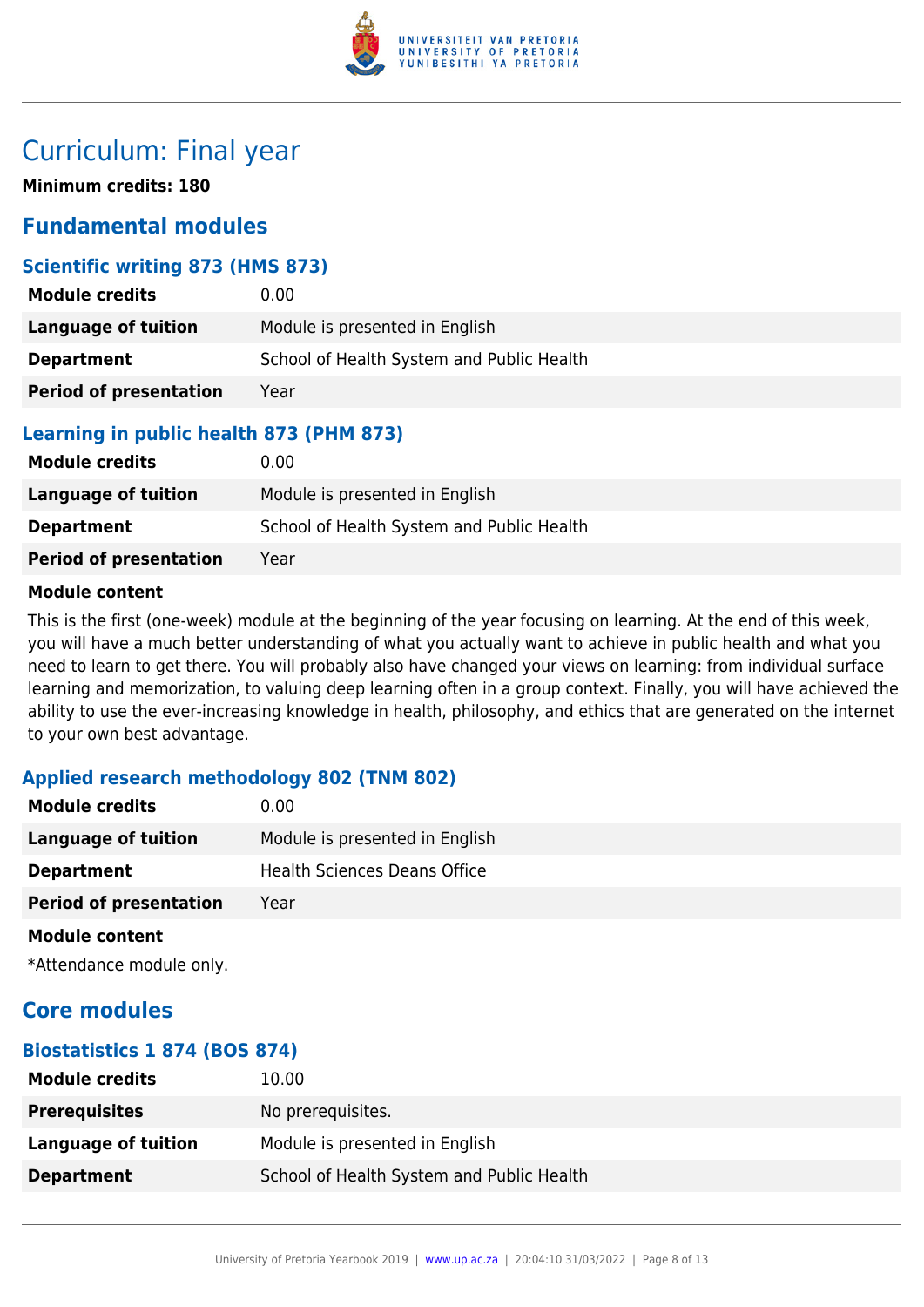# Curriculum: Final year

**Minimum credits: 180**

## Fundamental modules

### Scientific writing 873 (HMS 873)

| | |
|---|---|
| **Module credits** | 0.00 |
| **Language of tuition** | Module is presented in English |
| **Department** | School of Health System and Public Health |
| **Period of presentation** | Year |

### Learning in public health 873 (PHM 873)

| | |
|---|---|
| **Module credits** | 0.00 |
| **Language of tuition** | Module is presented in English |
| **Department** | School of Health System and Public Health |
| **Period of presentation** | Year |

**Module content**

This is the first (one-week) module at the beginning of the year focusing on learning. At the end of this week, you will have a much better understanding of what you actually want to achieve in public health and what you need to learn to get there. You will probably also have changed your views on learning: from individual surface learning and memorization, to valuing deep learning often in a group context. Finally, you will have achieved the ability to use the ever-increasing knowledge in health, philosophy, and ethics that are generated on the internet to your own best advantage.

### Applied research methodology 802 (TNM 802)

| | |
|---|---|
| **Module credits** | 0.00 |
| **Language of tuition** | Module is presented in English |
| **Department** | Health Sciences Deans Office |
| **Period of presentation** | Year |

**Module content**

*Attendance module only.

## Core modules

### Biostatistics 1 874 (BOS 874)

| | |
|---|---|
| **Module credits** | 10.00 |
| **Prerequisites** | No prerequisites. |
| **Language of tuition** | Module is presented in English |
| **Department** | School of Health System and Public Health |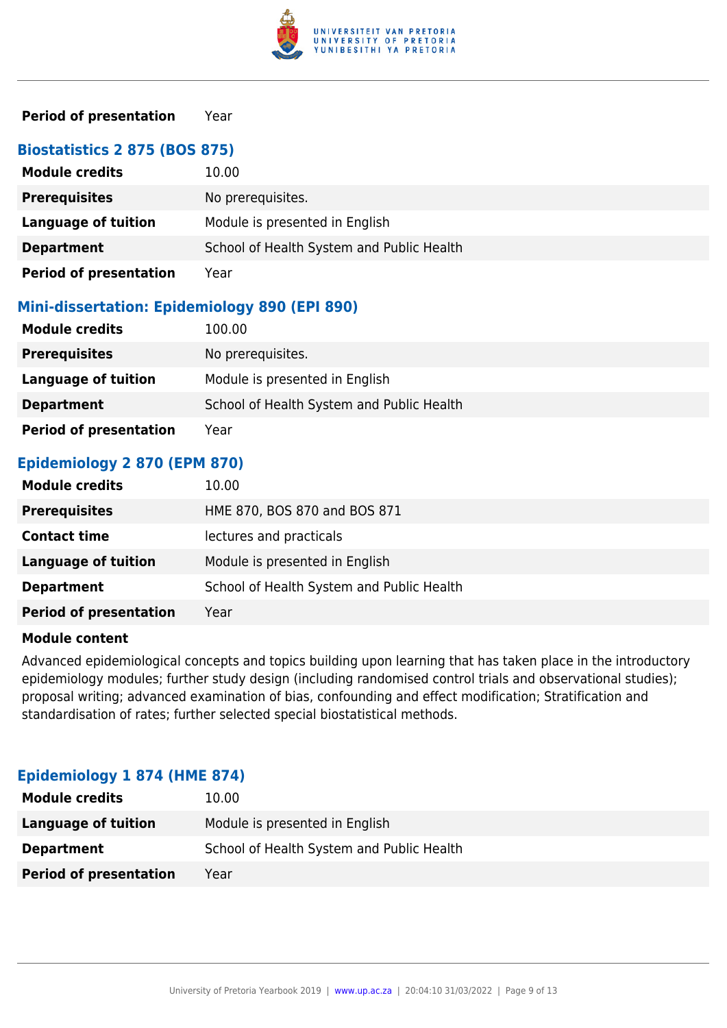| | |
|---|---|
| **Period of presentation** | Year |

### Biostatistics 2 875 (BOS 875)

| | |
|---|---|
| **Module credits** | 10.00 |
| **Prerequisites** | No prerequisites. |
| **Language of tuition** | Module is presented in English |
| **Department** | School of Health System and Public Health |
| **Period of presentation** | Year |

### Mini-dissertation: Epidemiology 890 (EPI 890)

| | |
|---|---|
| **Module credits** | 100.00 |
| **Prerequisites** | No prerequisites. |
| **Language of tuition** | Module is presented in English |
| **Department** | School of Health System and Public Health |
| **Period of presentation** | Year |

### Epidemiology 2 870 (EPM 870)

| | |
|---|---|
| **Module credits** | 10.00 |
| **Prerequisites** | HME 870, BOS 870 and BOS 871 |
| **Contact time** | lectures and practicals |
| **Language of tuition** | Module is presented in English |
| **Department** | School of Health System and Public Health |
| **Period of presentation** | Year |

**Module content**

Advanced epidemiological concepts and topics building upon learning that has taken place in the introductory epidemiology modules; further study design (including randomised control trials and observational studies); proposal writing; advanced examination of bias, confounding and effect modification; Stratification and standardisation of rates; further selected special biostatistical methods.

### Epidemiology 1 874 (HME 874)

| | |
|---|---|
| **Module credits** | 10.00 |
| **Language of tuition** | Module is presented in English |
| **Department** | School of Health System and Public Health |
| **Period of presentation** | Year |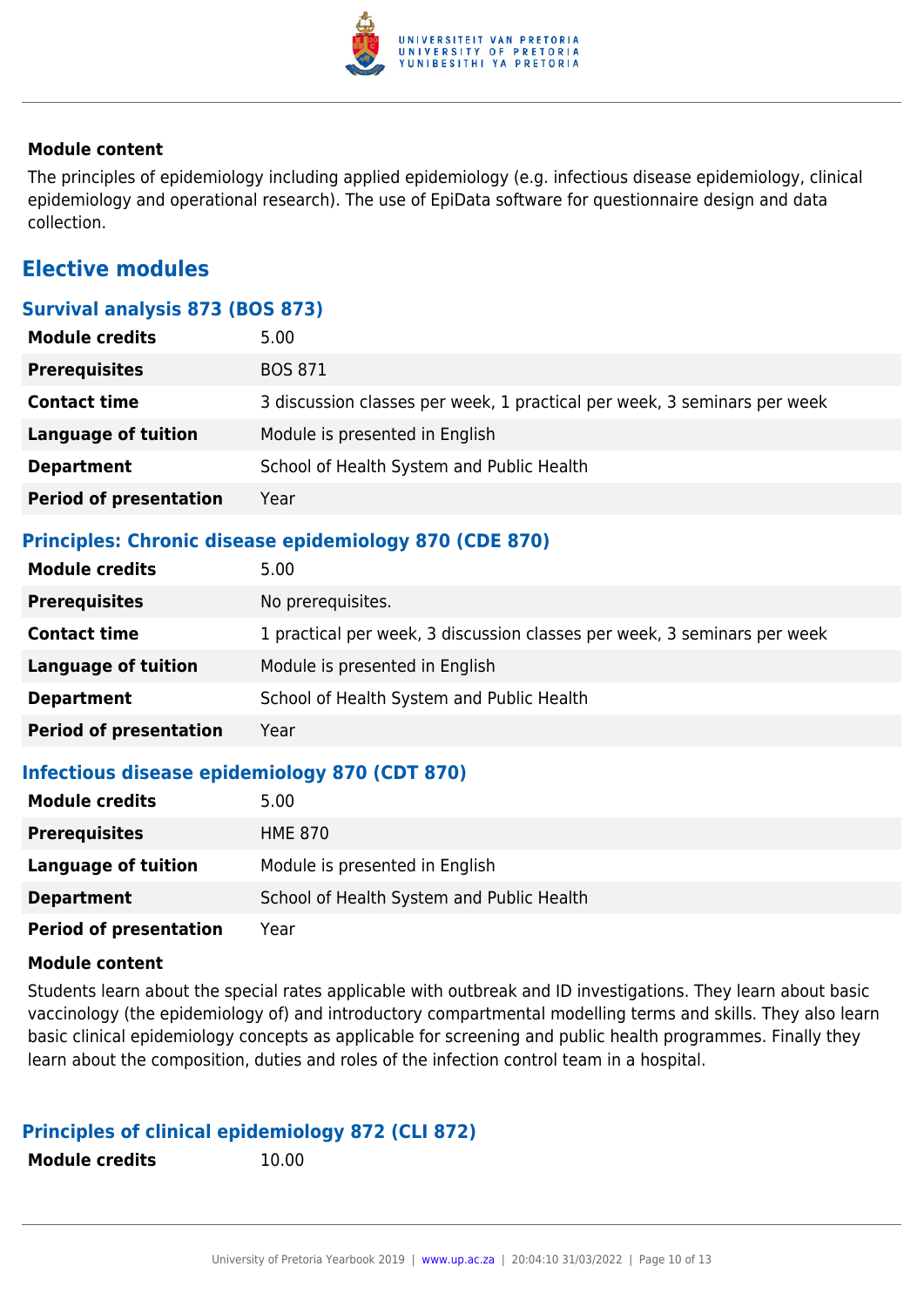### Module content

The principles of epidemiology including applied epidemiology (e.g. infectious disease epidemiology, clinical epidemiology and operational research). The use of EpiData software for questionnaire design and data collection.

## Elective modules

### Survival analysis 873 (BOS 873)

| | |
|---|---|
| **Module credits** | 5.00 |
| **Prerequisites** | BOS 871 |
| **Contact time** | 3 discussion classes per week, 1 practical per week, 3 seminars per week |
| **Language of tuition** | Module is presented in English |
| **Department** | School of Health System and Public Health |
| **Period of presentation** | Year |

### Principles: Chronic disease epidemiology 870 (CDE 870)

| | |
|---|---|
| **Module credits** | 5.00 |
| **Prerequisites** | No prerequisites. |
| **Contact time** | 1 practical per week, 3 discussion classes per week, 3 seminars per week |
| **Language of tuition** | Module is presented in English |
| **Department** | School of Health System and Public Health |
| **Period of presentation** | Year |

### Infectious disease epidemiology 870 (CDT 870)

| | |
|---|---|
| **Module credits** | 5.00 |
| **Prerequisites** | HME 870 |
| **Language of tuition** | Module is presented in English |
| **Department** | School of Health System and Public Health |
| **Period of presentation** | Year |

**Module content**

Students learn about the special rates applicable with outbreak and ID investigations. They learn about basic vaccinology (the epidemiology of) and introductory compartmental modelling terms and skills. They also learn basic clinical epidemiology concepts as applicable for screening and public health programmes. Finally they learn about the composition, duties and roles of the infection control team in a hospital.

### Principles of clinical epidemiology 872 (CLI 872)

| | |
|---|---|
| **Module credits** | 10.00 |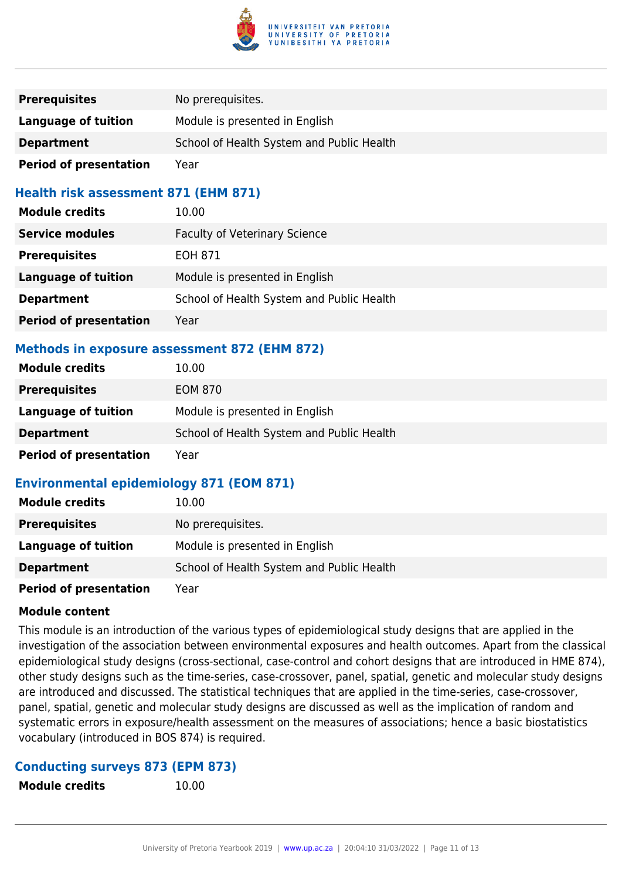| | |
|---|---|
| **Prerequisites** | No prerequisites. |
| **Language of tuition** | Module is presented in English |
| **Department** | School of Health System and Public Health |
| **Period of presentation** | Year |

### Health risk assessment 871 (EHM 871)

| | |
|---|---|
| **Module credits** | 10.00 |
| **Service modules** | Faculty of Veterinary Science |
| **Prerequisites** | EOH 871 |
| **Language of tuition** | Module is presented in English |
| **Department** | School of Health System and Public Health |
| **Period of presentation** | Year |

### Methods in exposure assessment 872 (EHM 872)

| | |
|---|---|
| **Module credits** | 10.00 |
| **Prerequisites** | EOM 870 |
| **Language of tuition** | Module is presented in English |
| **Department** | School of Health System and Public Health |
| **Period of presentation** | Year |

### Environmental epidemiology 871 (EOM 871)

| | |
|---|---|
| **Module credits** | 10.00 |
| **Prerequisites** | No prerequisites. |
| **Language of tuition** | Module is presented in English |
| **Department** | School of Health System and Public Health |
| **Period of presentation** | Year |

**Module content**

This module is an introduction of the various types of epidemiological study designs that are applied in the investigation of the association between environmental exposures and health outcomes. Apart from the classical epidemiological study designs (cross-sectional, case-control and cohort designs that are introduced in HME 874), other study designs such as the time-series, case-crossover, panel, spatial, genetic and molecular study designs are introduced and discussed. The statistical techniques that are applied in the time-series, case-crossover, panel, spatial, genetic and molecular study designs are discussed as well as the implication of random and systematic errors in exposure/health assessment on the measures of associations; hence a basic biostatistics vocabulary (introduced in BOS 874) is required.

### Conducting surveys 873 (EPM 873)

| | |
|---|---|
| **Module credits** | 10.00 |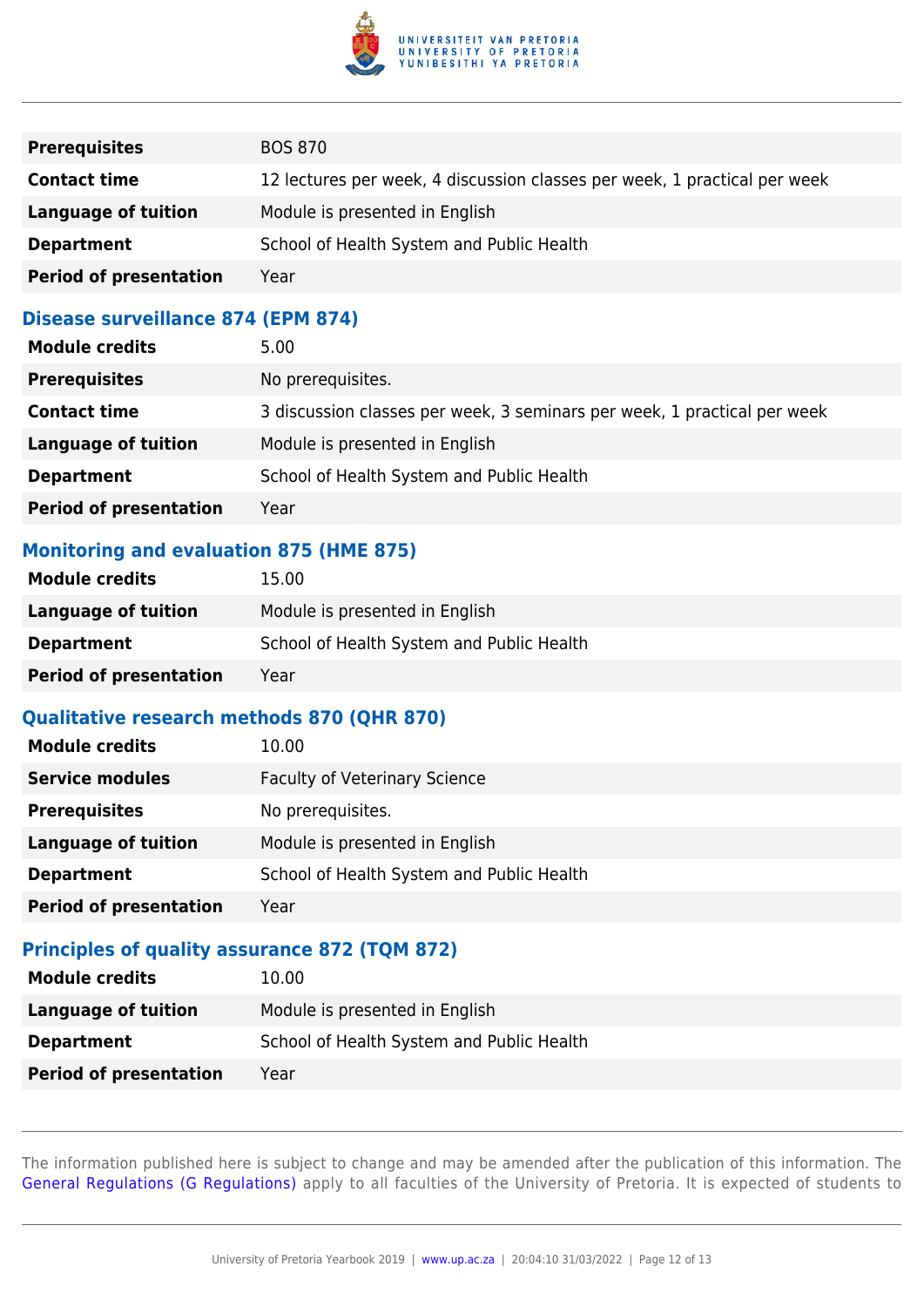| | |
|---|---|
| **Prerequisites** | BOS 870 |
| **Contact time** | 12 lectures per week, 4 discussion classes per week, 1 practical per week |
| **Language of tuition** | Module is presented in English |
| **Department** | School of Health System and Public Health |
| **Period of presentation** | Year |

### Disease surveillance 874 (EPM 874)

| | |
|---|---|
| **Module credits** | 5.00 |
| **Prerequisites** | No prerequisites. |
| **Contact time** | 3 discussion classes per week, 3 seminars per week, 1 practical per week |
| **Language of tuition** | Module is presented in English |
| **Department** | School of Health System and Public Health |
| **Period of presentation** | Year |

### Monitoring and evaluation 875 (HME 875)

| | |
|---|---|
| **Module credits** | 15.00 |
| **Language of tuition** | Module is presented in English |
| **Department** | School of Health System and Public Health |
| **Period of presentation** | Year |

### Qualitative research methods 870 (QHR 870)

| | |
|---|---|
| **Module credits** | 10.00 |
| **Service modules** | Faculty of Veterinary Science |
| **Prerequisites** | No prerequisites. |
| **Language of tuition** | Module is presented in English |
| **Department** | School of Health System and Public Health |
| **Period of presentation** | Year |

### Principles of quality assurance 872 (TQM 872)

| | |
|---|---|
| **Module credits** | 10.00 |
| **Language of tuition** | Module is presented in English |
| **Department** | School of Health System and Public Health |
| **Period of presentation** | Year |

The information published here is subject to change and may be amended after the publication of this information. The General Regulations (G Regulations) apply to all faculties of the University of Pretoria. It is expected of students to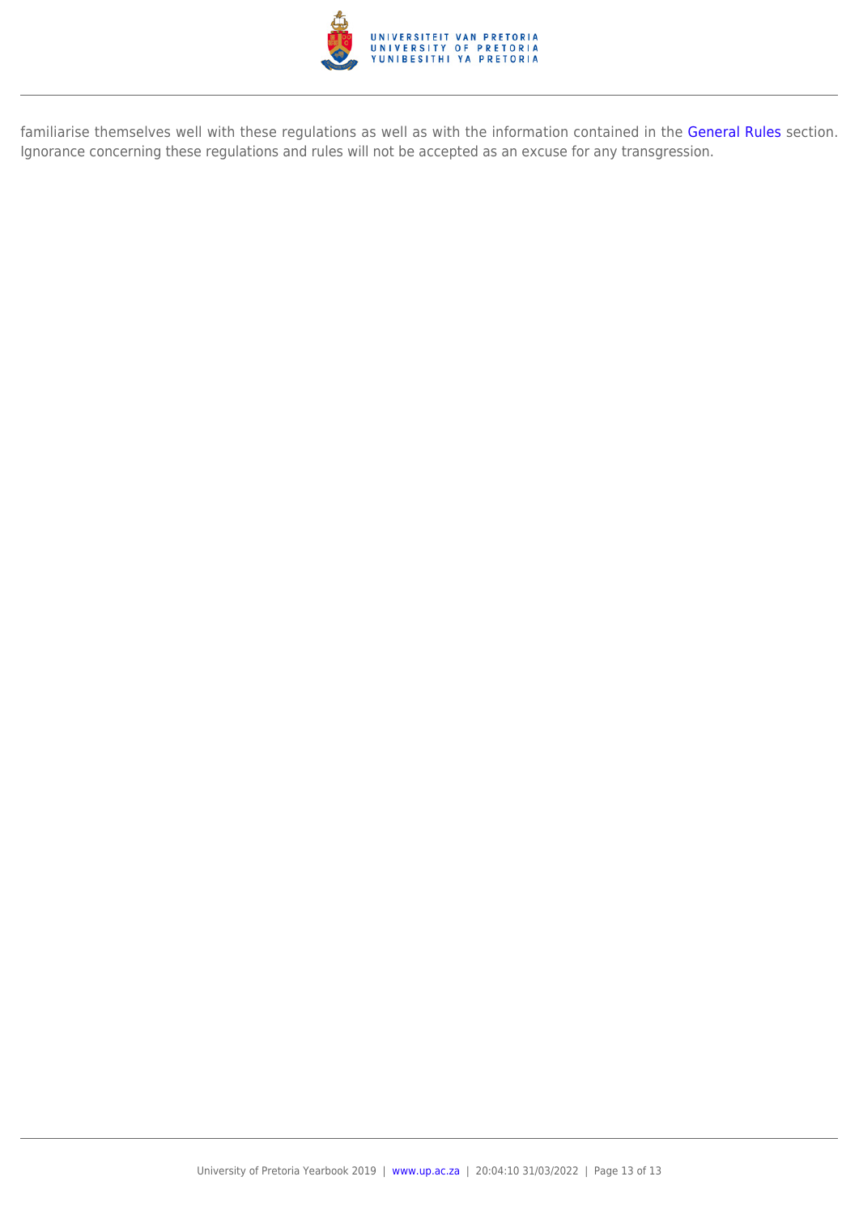familiarise themselves well with these regulations as well as with the information contained in the General Rules section. Ignorance concerning these regulations and rules will not be accepted as an excuse for any transgression.